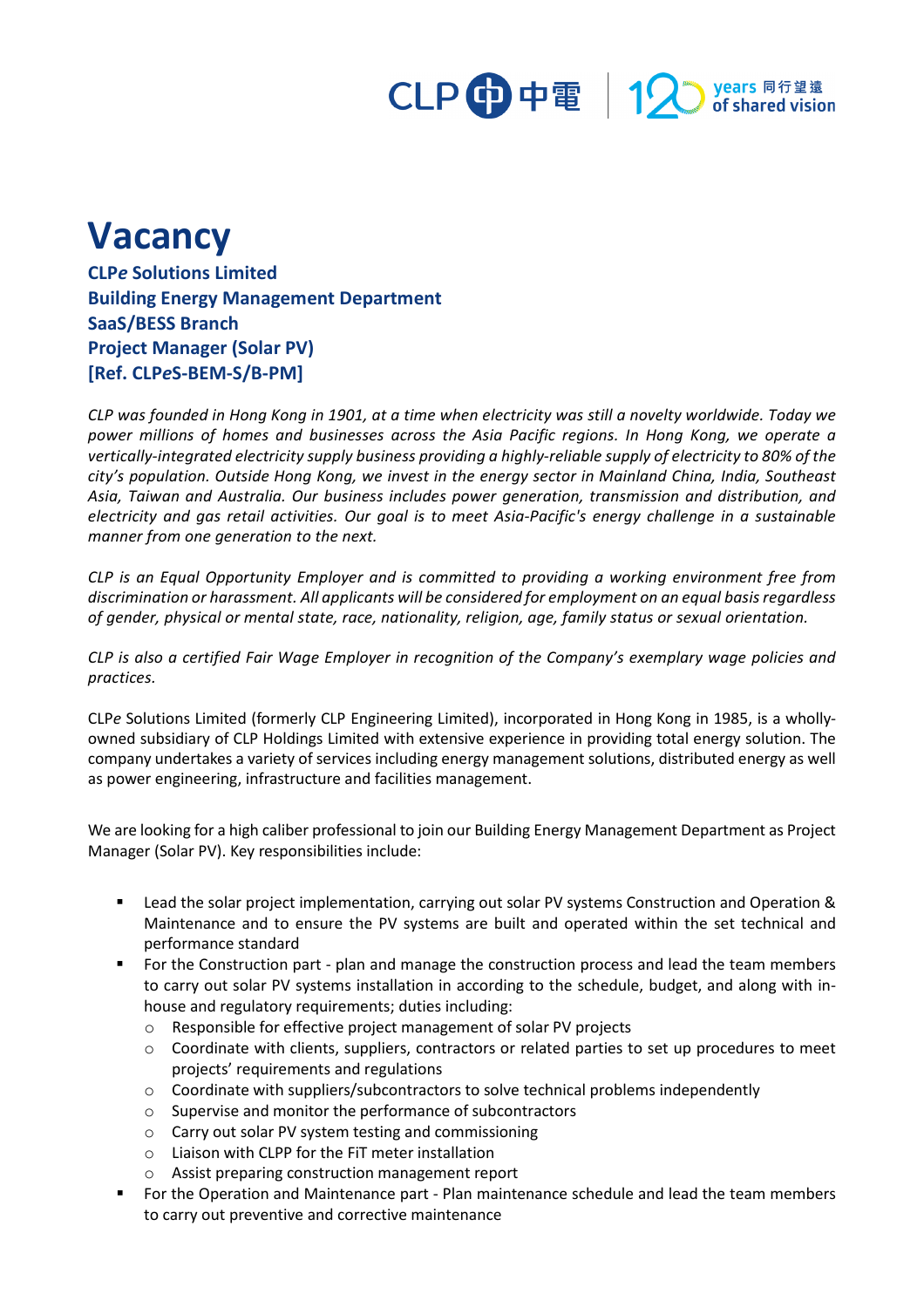# Vacancy

**CLP*e* Solutions Limited**
**Building Energy Management Department**
**SaaS/BESS Branch**
**Project Manager (Solar PV)**
**[Ref. CLP*e*S-BEM-S/B-PM]**

*CLP was founded in Hong Kong in 1901, at a time when electricity was still a novelty worldwide. Today we power millions of homes and businesses across the Asia Pacific regions. In Hong Kong, we operate a vertically-integrated electricity supply business providing a highly-reliable supply of electricity to 80% of the city's population. Outside Hong Kong, we invest in the energy sector in Mainland China, India, Southeast Asia, Taiwan and Australia. Our business includes power generation, transmission and distribution, and electricity and gas retail activities. Our goal is to meet Asia-Pacific's energy challenge in a sustainable manner from one generation to the next.*

*CLP is an Equal Opportunity Employer and is committed to providing a working environment free from discrimination or harassment. All applicants will be considered for employment on an equal basis regardless of gender, physical or mental state, race, nationality, religion, age, family status or sexual orientation.*

*CLP is also a certified Fair Wage Employer in recognition of the Company's exemplary wage policies and practices.*

CLP*e* Solutions Limited (formerly CLP Engineering Limited), incorporated in Hong Kong in 1985, is a wholly-owned subsidiary of CLP Holdings Limited with extensive experience in providing total energy solution. The company undertakes a variety of services including energy management solutions, distributed energy as well as power engineering, infrastructure and facilities management.

We are looking for a high caliber professional to join our Building Energy Management Department as Project Manager (Solar PV). Key responsibilities include:

- Lead the solar project implementation, carrying out solar PV systems Construction and Operation & Maintenance and to ensure the PV systems are built and operated within the set technical and performance standard
- For the Construction part - plan and manage the construction process and lead the team members to carry out solar PV systems installation in according to the schedule, budget, and along with in-house and regulatory requirements; duties including:
  - Responsible for effective project management of solar PV projects
  - Coordinate with clients, suppliers, contractors or related parties to set up procedures to meet projects' requirements and regulations
  - Coordinate with suppliers/subcontractors to solve technical problems independently
  - Supervise and monitor the performance of subcontractors
  - Carry out solar PV system testing and commissioning
  - Liaison with CLPP for the FiT meter installation
  - Assist preparing construction management report
- For the Operation and Maintenance part - Plan maintenance schedule and lead the team members to carry out preventive and corrective maintenance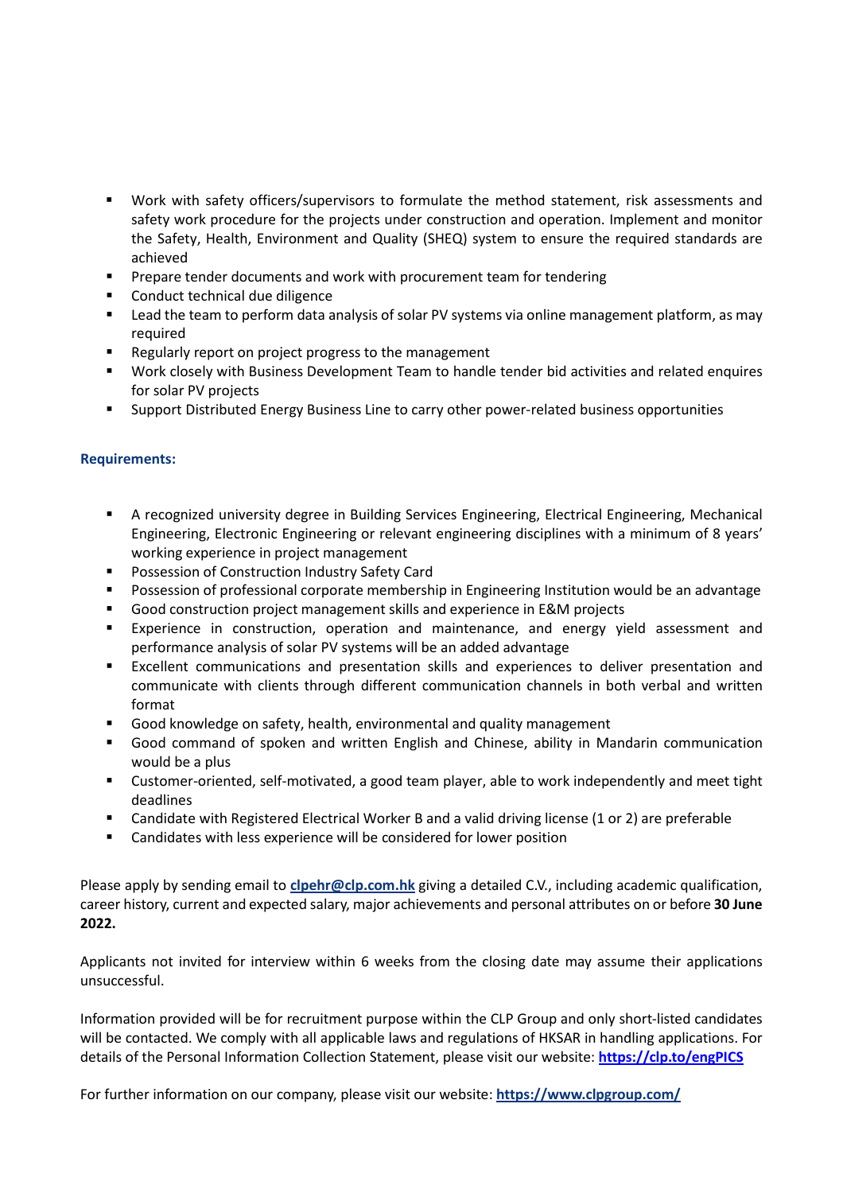- Work with safety officers/supervisors to formulate the method statement, risk assessments and safety work procedure for the projects under construction and operation. Implement and monitor the Safety, Health, Environment and Quality (SHEQ) system to ensure the required standards are achieved
- Prepare tender documents and work with procurement team for tendering
- Conduct technical due diligence
- Lead the team to perform data analysis of solar PV systems via online management platform, as may required
- Regularly report on project progress to the management
- Work closely with Business Development Team to handle tender bid activities and related enquires for solar PV projects
- Support Distributed Energy Business Line to carry other power-related business opportunities

**Requirements:**

- A recognized university degree in Building Services Engineering, Electrical Engineering, Mechanical Engineering, Electronic Engineering or relevant engineering disciplines with a minimum of 8 years' working experience in project management
- Possession of Construction Industry Safety Card
- Possession of professional corporate membership in Engineering Institution would be an advantage
- Good construction project management skills and experience in E&M projects
- Experience in construction, operation and maintenance, and energy yield assessment and performance analysis of solar PV systems will be an added advantage
- Excellent communications and presentation skills and experiences to deliver presentation and communicate with clients through different communication channels in both verbal and written format
- Good knowledge on safety, health, environmental and quality management
- Good command of spoken and written English and Chinese, ability in Mandarin communication would be a plus
- Customer-oriented, self-motivated, a good team player, able to work independently and meet tight deadlines
- Candidate with Registered Electrical Worker B and a valid driving license (1 or 2) are preferable
- Candidates with less experience will be considered for lower position

Please apply by sending email to **clpehr@clp.com.hk** giving a detailed C.V., including academic qualification, career history, current and expected salary, major achievements and personal attributes on or before **30 June 2022.**

Applicants not invited for interview within 6 weeks from the closing date may assume their applications unsuccessful.

Information provided will be for recruitment purpose within the CLP Group and only short-listed candidates will be contacted. We comply with all applicable laws and regulations of HKSAR in handling applications. For details of the Personal Information Collection Statement, please visit our website: **https://clp.to/engPICS**

For further information on our company, please visit our website: **https://www.clpgroup.com/**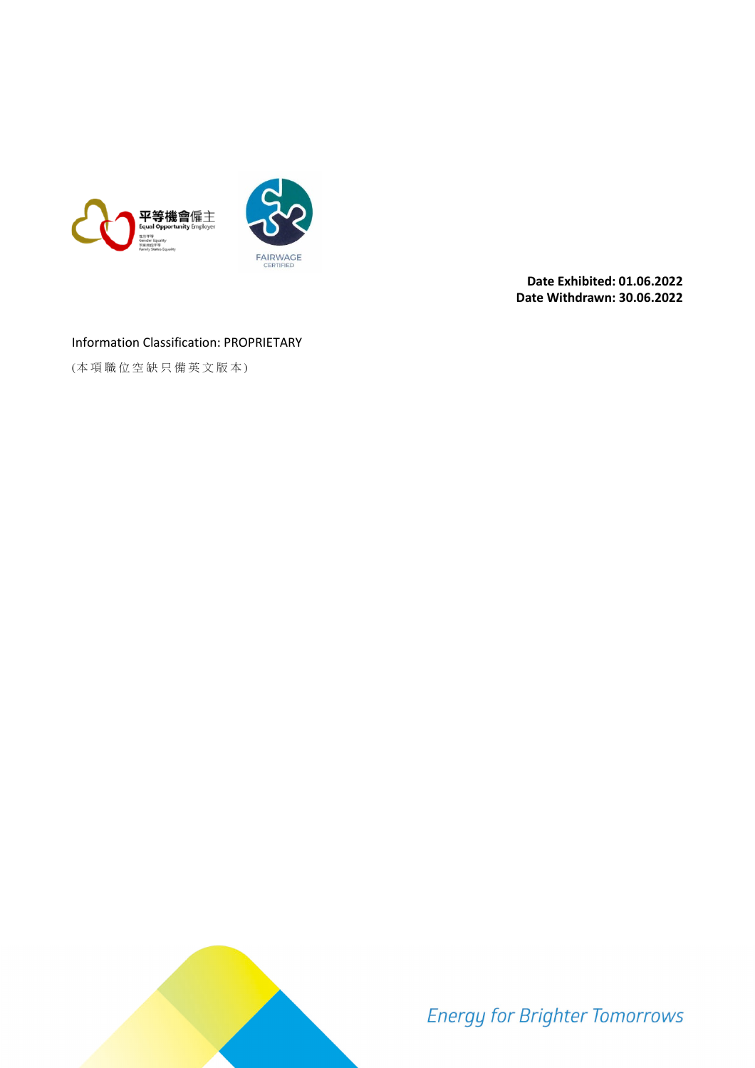**Date Exhibited: 01.06.2022**
**Date Withdrawn: 30.06.2022**

Information Classification: PROPRIETARY

(本項職位空缺只備英文版本)

*Energy for Brighter Tomorrows*